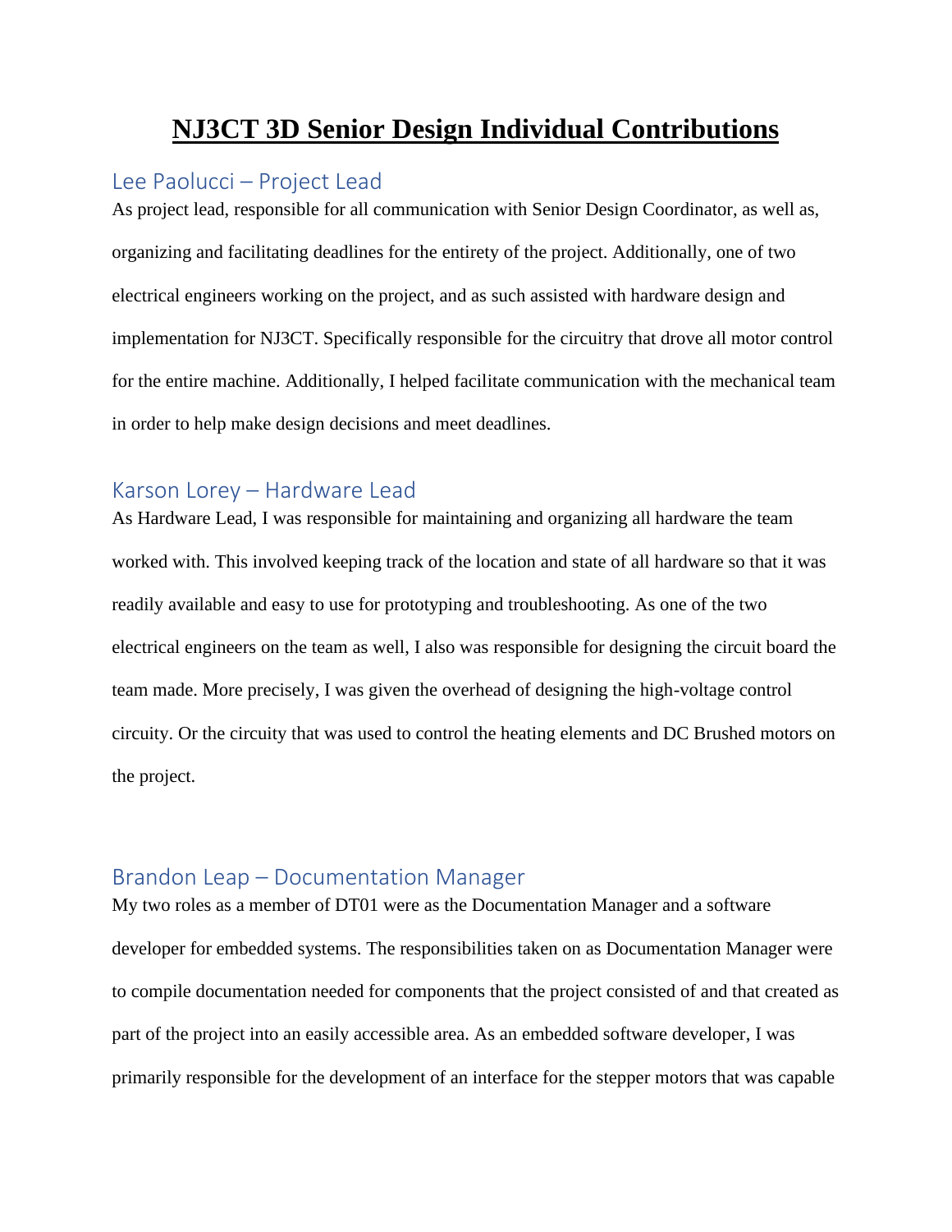# NJ3CT 3D Senior Design Individual Contributions

## Lee Paolucci – Project Lead

As project lead, responsible for all communication with Senior Design Coordinator, as well as, organizing and facilitating deadlines for the entirety of the project. Additionally, one of two electrical engineers working on the project, and as such assisted with hardware design and implementation for NJ3CT. Specifically responsible for the circuitry that drove all motor control for the entire machine. Additionally, I helped facilitate communication with the mechanical team in order to help make design decisions and meet deadlines.

## Karson Lorey – Hardware Lead

As Hardware Lead, I was responsible for maintaining and organizing all hardware the team worked with. This involved keeping track of the location and state of all hardware so that it was readily available and easy to use for prototyping and troubleshooting. As one of the two electrical engineers on the team as well, I also was responsible for designing the circuit board the team made. More precisely, I was given the overhead of designing the high-voltage control circuity. Or the circuity that was used to control the heating elements and DC Brushed motors on the project.

## Brandon Leap – Documentation Manager

My two roles as a member of DT01 were as the Documentation Manager and a software developer for embedded systems. The responsibilities taken on as Documentation Manager were to compile documentation needed for components that the project consisted of and that created as part of the project into an easily accessible area. As an embedded software developer, I was primarily responsible for the development of an interface for the stepper motors that was capable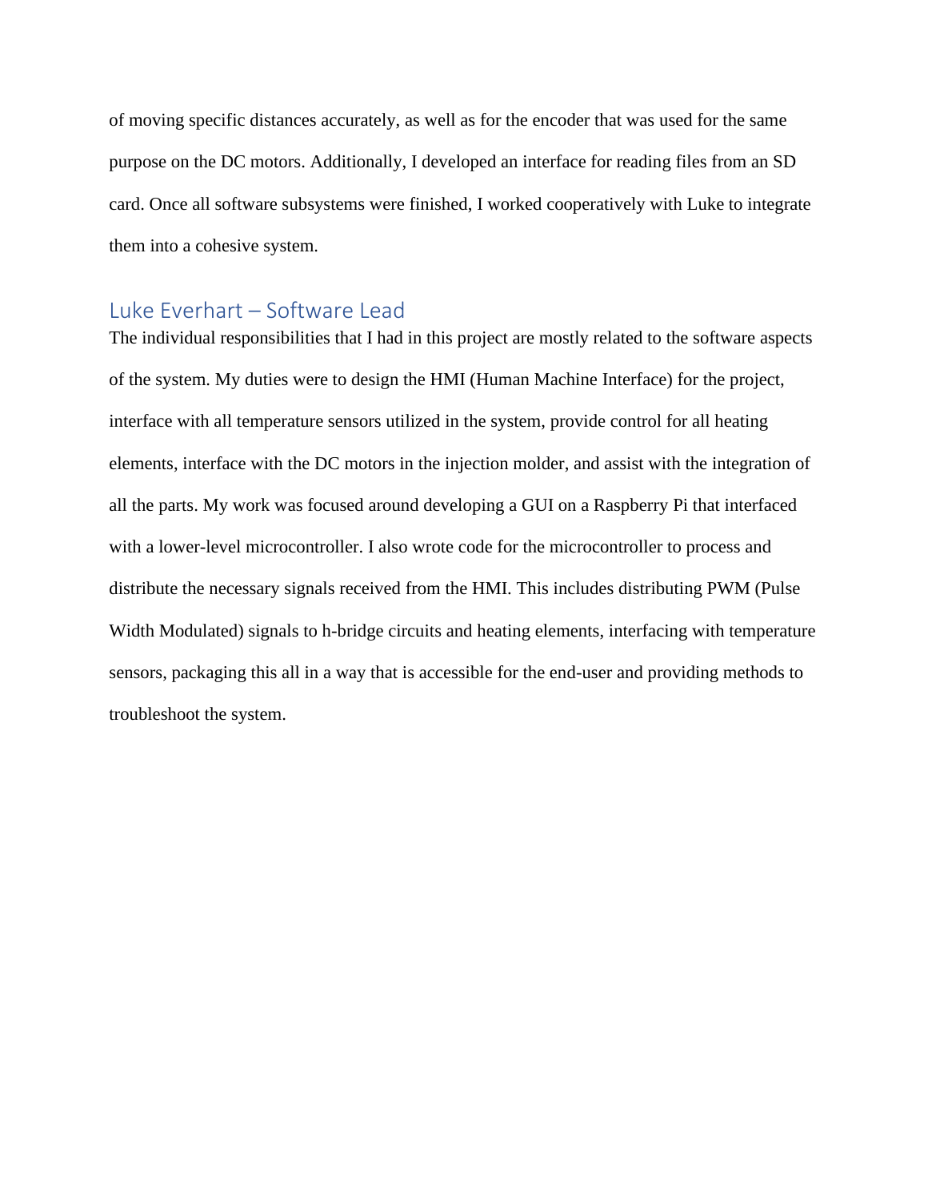of moving specific distances accurately, as well as for the encoder that was used for the same purpose on the DC motors. Additionally, I developed an interface for reading files from an SD card. Once all software subsystems were finished, I worked cooperatively with Luke to integrate them into a cohesive system.

## Luke Everhart – Software Lead

The individual responsibilities that I had in this project are mostly related to the software aspects of the system. My duties were to design the HMI (Human Machine Interface) for the project, interface with all temperature sensors utilized in the system, provide control for all heating elements, interface with the DC motors in the injection molder, and assist with the integration of all the parts. My work was focused around developing a GUI on a Raspberry Pi that interfaced with a lower-level microcontroller. I also wrote code for the microcontroller to process and distribute the necessary signals received from the HMI. This includes distributing PWM (Pulse Width Modulated) signals to h-bridge circuits and heating elements, interfacing with temperature sensors, packaging this all in a way that is accessible for the end-user and providing methods to troubleshoot the system.